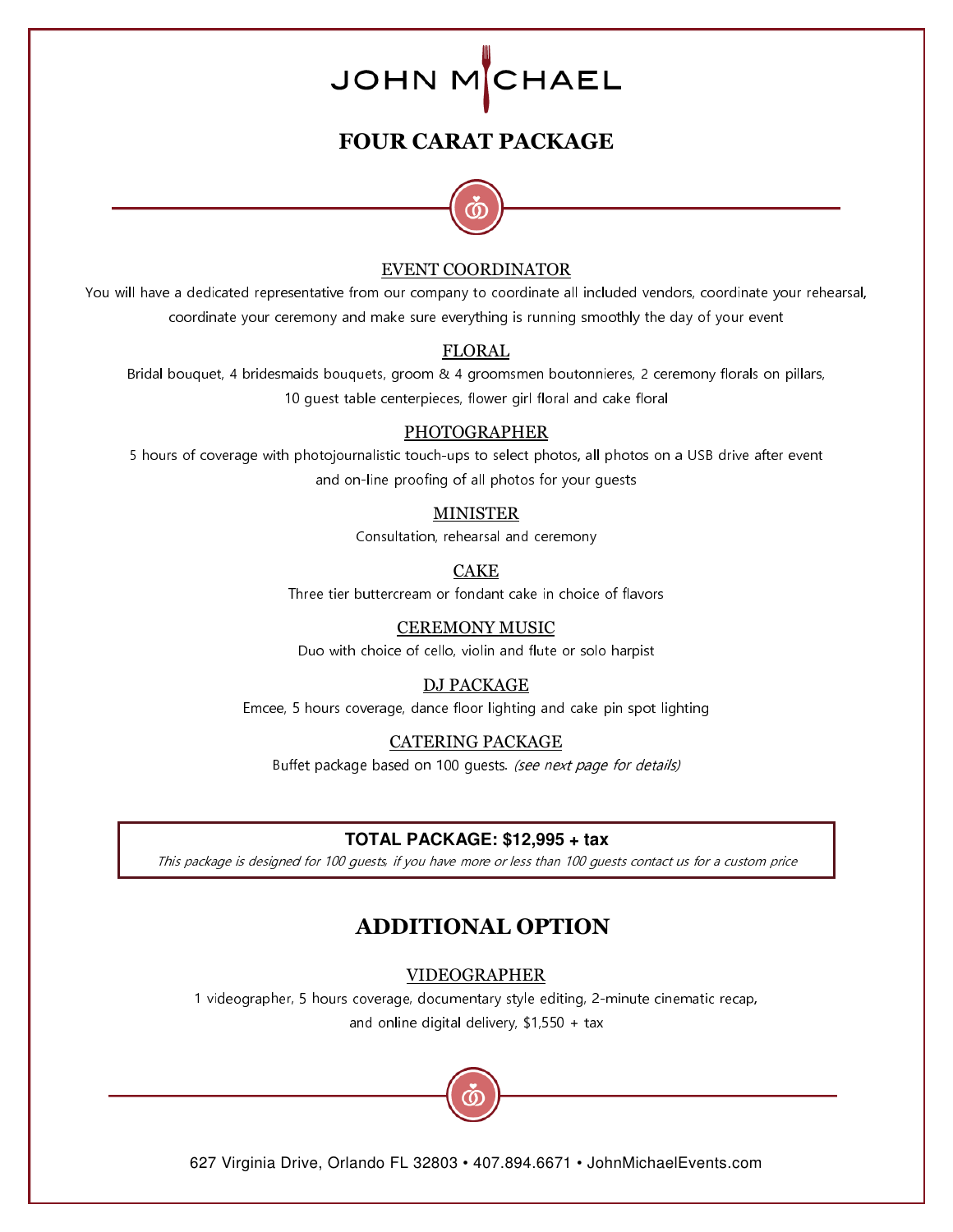# JOHN MICHAEL

## FOUR CARAT PACKAGE

### EVENT COORDINATOR

You will have a dedicated representative from our company to coordinate all included vendors, coordinate your rehearsal, coordinate your ceremony and make sure everything is running smoothly the day of your event

### FLORAL

Bridal bouquet, 4 bridesmaids bouquets, groom & 4 groomsmen boutonnieres, 2 ceremony florals on pillars, 10 guest table centerpieces, flower girl floral and cake floral

### PHOTOGRAPHER

5 hours of coverage with photojournalistic touch-ups to select photos, all photos on a USB drive after event and on-line proofing of all photos for your guests

### MINISTER

Consultation, rehearsal and ceremony

### CAKE

Three tier buttercream or fondant cake in choice of flavors

### CEREMONY MUSIC

Duo with choice of cello, violin and flute or solo harpist

### DJ PACKAGE

Emcee, 5 hours coverage, dance floor lighting and cake pin spot lighting

### CATERING PACKAGE

Buffet package based on 100 guests. *(see next page for details)*

**TOTAL PACKAGE: $12,995 + tax**

*This package is designed for 100 guests, if you have more or less than 100 guests contact us for a custom price*

## ADDITIONAL OPTION

### VIDEOGRAPHER

1 videographer, 5 hours coverage, documentary style editing, 2-minute cinematic recap, and online digital delivery, $1,550 + tax

627 Virginia Drive, Orlando FL 32803 • 407.894.6671 • JohnMichaelEvents.com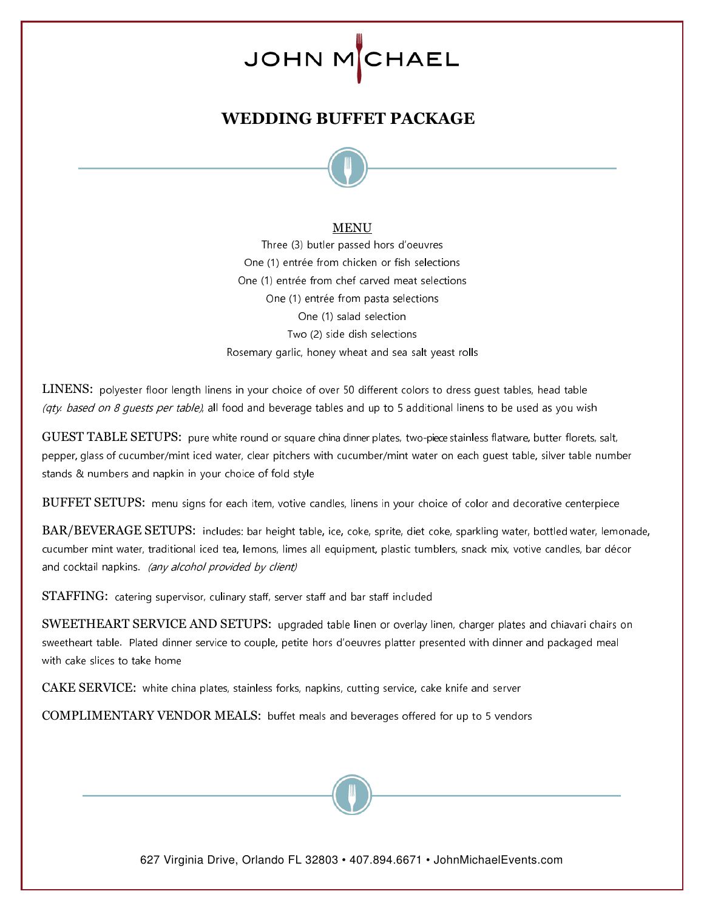# JOHN MICHAEL

## WEDDING BUFFET PACKAGE

### MENU

Three (3) butler passed hors d'oeuvres
One (1) entrée from chicken or fish selections
One (1) entrée from chef carved meat selections
One (1) entrée from pasta selections
One (1) salad selection
Two (2) side dish selections
Rosemary garlic, honey wheat and sea salt yeast rolls

LINENS: polyester floor length linens in your choice of over 50 different colors to dress guest tables, head table *(qty. based on 8 guests per table)*, all food and beverage tables and up to 5 additional linens to be used as you wish

GUEST TABLE SETUPS: pure white round or square china dinner plates, two-piece stainless flatware, butter florets, salt, pepper, glass of cucumber/mint iced water, clear pitchers with cucumber/mint water on each guest table, silver table number stands & numbers and napkin in your choice of fold style

BUFFET SETUPS: menu signs for each item, votive candles, linens in your choice of color and decorative centerpiece

BAR/BEVERAGE SETUPS: includes: bar height table, ice, coke, sprite, diet coke, sparkling water, bottled water, lemonade, cucumber mint water, traditional iced tea, lemons, limes all equipment, plastic tumblers, snack mix, votive candles, bar décor and cocktail napkins. *(any alcohol provided by client)*

STAFFING: catering supervisor, culinary staff, server staff and bar staff included

SWEETHEART SERVICE AND SETUPS: upgraded table linen or overlay linen, charger plates and chiavari chairs on sweetheart table. Plated dinner service to couple, petite hors d'oeuvres platter presented with dinner and packaged meal with cake slices to take home

CAKE SERVICE: white china plates, stainless forks, napkins, cutting service, cake knife and server

COMPLIMENTARY VENDOR MEALS: buffet meals and beverages offered for up to 5 vendors

627 Virginia Drive, Orlando FL 32803 • 407.894.6671 • JohnMichaelEvents.com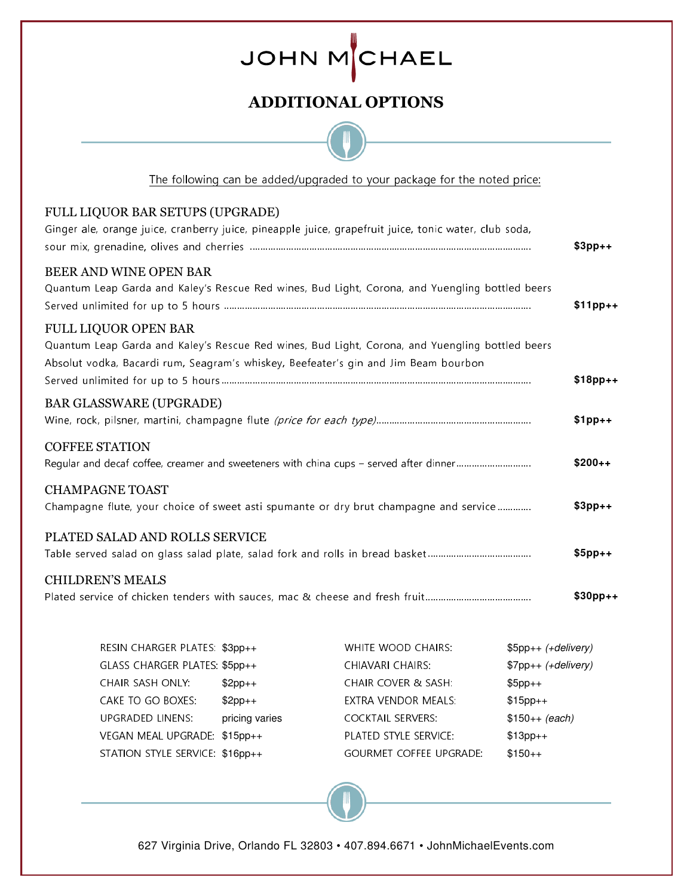# JOHN MICHAEL

## ADDITIONAL OPTIONS

The following can be added/upgraded to your package for the noted price:

### FULL LIQUOR BAR SETUPS (UPGRADE)

Ginger ale, orange juice, cranberry juice, pineapple juice, grapefruit juice, tonic water, club soda, sour mix, grenadine, olives and cherries ........ **$3pp++**

### BEER AND WINE OPEN BAR

Quantum Leap Garda and Kaley's Rescue Red wines, Bud Light, Corona, and Yuengling bottled beers
Served unlimited for up to 5 hours ........ **$11pp++**

### FULL LIQUOR OPEN BAR

Quantum Leap Garda and Kaley's Rescue Red wines, Bud Light, Corona, and Yuengling bottled beers
Absolut vodka, Bacardi rum, Seagram's whiskey, Beefeater's gin and Jim Beam bourbon
Served unlimited for up to 5 hours ........ **$18pp++**

### BAR GLASSWARE (UPGRADE)

Wine, rock, pilsner, martini, champagne flute *(price for each type)*........ **$1pp++**

### COFFEE STATION

Regular and decaf coffee, creamer and sweeteners with china cups – served after dinner........ **$200++**

### CHAMPAGNE TOAST

Champagne flute, your choice of sweet asti spumante or dry brut champagne and service ........ **$3pp++**

### PLATED SALAD AND ROLLS SERVICE

Table served salad on glass salad plate, salad fork and rolls in bread basket........ **$5pp++**

### CHILDREN'S MEALS

Plated service of chicken tenders with sauces, mac & cheese and fresh fruit........ **$30pp++**

| | | | |
|---|---|---|---|
| RESIN CHARGER PLATES: | $3pp++ | WHITE WOOD CHAIRS: | $5pp++ *(+delivery)* |
| GLASS CHARGER PLATES: | $5pp++ | CHIAVARI CHAIRS: | $7pp++ *(+delivery)* |
| CHAIR SASH ONLY: | $2pp++ | CHAIR COVER & SASH: | $5pp++ |
| CAKE TO GO BOXES: | $2pp++ | EXTRA VENDOR MEALS: | $15pp++ |
| UPGRADED LINENS: | pricing varies | COCKTAIL SERVERS: | $150++ *(each)* |
| VEGAN MEAL UPGRADE: | $15pp++ | PLATED STYLE SERVICE: | $13pp++ |
| STATION STYLE SERVICE: | $16pp++ | GOURMET COFFEE UPGRADE: | $150++ |

627 Virginia Drive, Orlando FL 32803 • 407.894.6671 • JohnMichaelEvents.com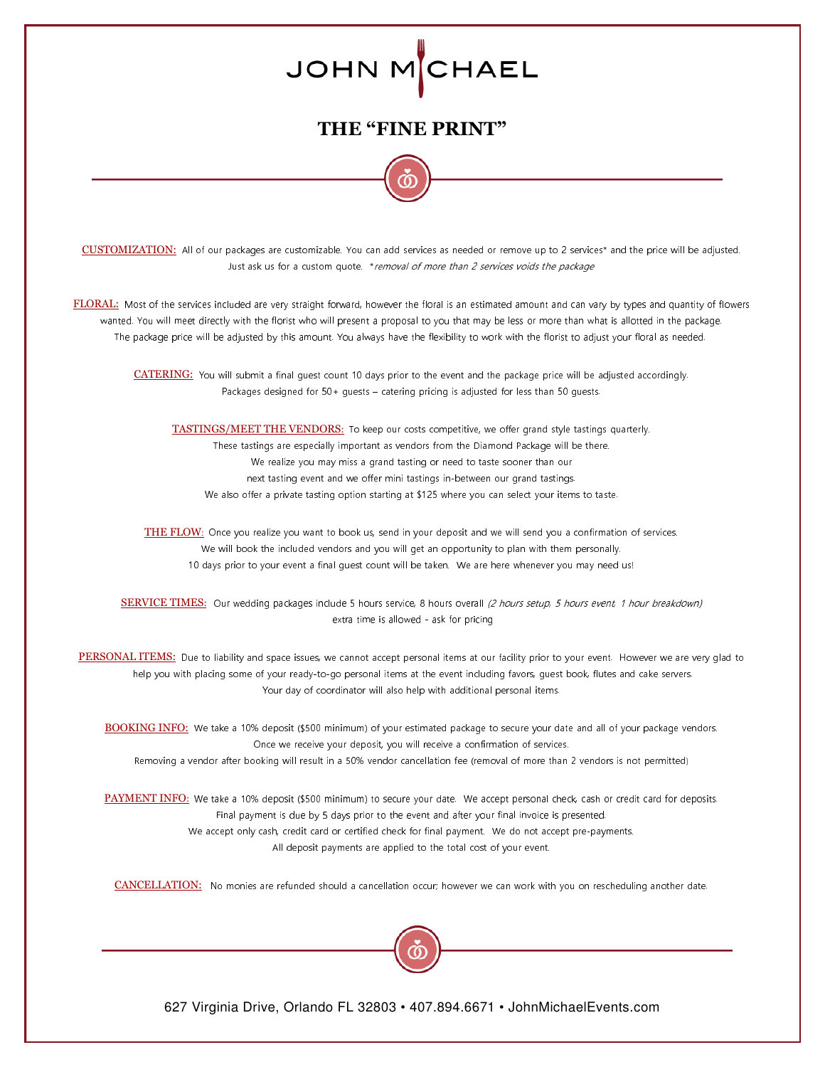# JOHN MICHAEL

## THE "FINE PRINT"

**CUSTOMIZATION:** All of our packages are customizable. You can add services as needed or remove up to 2 services* and the price will be adjusted. Just ask us for a custom quote. *\*removal of more than 2 services voids the package*

**FLORAL:** Most of the services included are very straight forward, however the floral is an estimated amount and can vary by types and quantity of flowers wanted. You will meet directly with the florist who will present a proposal to you that may be less or more than what is allotted in the package. The package price will be adjusted by this amount. You always have the flexibility to work with the florist to adjust your floral as needed.

**CATERING:** You will submit a final guest count 10 days prior to the event and the package price will be adjusted accordingly. Packages designed for 50+ guests – catering pricing is adjusted for less than 50 guests.

**TASTINGS/MEET THE VENDORS:** To keep our costs competitive, we offer grand style tastings quarterly. These tastings are especially important as vendors from the Diamond Package will be there. We realize you may miss a grand tasting or need to taste sooner than our next tasting event and we offer mini tastings in-between our grand tastings. We also offer a private tasting option starting at $125 where you can select your items to taste.

**THE FLOW:** Once you realize you want to book us, send in your deposit and we will send you a confirmation of services. We will book the included vendors and you will get an opportunity to plan with them personally. 10 days prior to your event a final guest count will be taken. We are here whenever you may need us!

**SERVICE TIMES:** Our wedding packages include 5 hours service, 8 hours overall *(2 hours setup, 5 hours event, 1 hour breakdown)* extra time is allowed - ask for pricing

**PERSONAL ITEMS:** Due to liability and space issues, we cannot accept personal items at our facility prior to your event. However we are very glad to help you with placing some of your ready-to-go personal items at the event including favors, guest book, flutes and cake servers. Your day of coordinator will also help with additional personal items.

**BOOKING INFO:** We take a 10% deposit ($500 minimum) of your estimated package to secure your date and all of your package vendors. Once we receive your deposit, you will receive a confirmation of services. Removing a vendor after booking will result in a 50% vendor cancellation fee (removal of more than 2 vendors is not permitted)

**PAYMENT INFO:** We take a 10% deposit ($500 minimum) to secure your date. We accept personal check, cash or credit card for deposits. Final payment is due by 5 days prior to the event and after your final invoice is presented. We accept only cash, credit card or certified check for final payment. We do not accept pre-payments. All deposit payments are applied to the total cost of your event.

**CANCELLATION:** No monies are refunded should a cancellation occur; however we can work with you on rescheduling another date.

627 Virginia Drive, Orlando FL 32803 • 407.894.6671 • JohnMichaelEvents.com